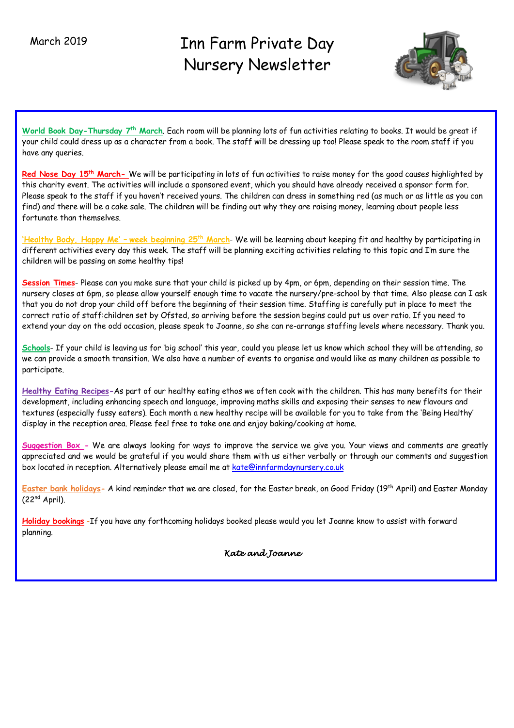March 2019

# Inn Farm Private Day Nursery Newsletter

**World Book Day-Thursday 7th March**. Each room will be planning lots of fun activities relating to books. It would be great if your child could dress up as a character from a book. The staff will be dressing up too! Please speak to the room staff if you have any queries.

**Red Nose Day 15th March-** We will be participating in lots of fun activities to raise money for the good causes highlighted by this charity event. The activities will include a sponsored event, which you should have already received a sponsor form for. Please speak to the staff if you haven't received yours. The children can dress in something red (as much or as little as you can find) and there will be a cake sale. The children will be finding out why they are raising money, learning about people less fortunate than themselves.

**'Healthy Body, Happy Me' – week beginning 25th March**- We will be learning about keeping fit and healthy by participating in different activities every day this week. The staff will be planning exciting activities relating to this topic and I'm sure the children will be passing on some healthy tips!

**Session Times**- Please can you make sure that your child is picked up by 4pm, or 6pm, depending on their session time. The nursery closes at 6pm, so please allow yourself enough time to vacate the nursery/pre-school by that time. Also please can I ask that you do not drop your child off before the beginning of their session time. Staffing is carefully put in place to meet the correct ratio of staff:children set by Ofsted, so arriving before the session begins could put us over ratio. If you need to extend your day on the odd occasion, please speak to Joanne, so she can re-arrange staffing levels where necessary. Thank you.

**Schools**- If your child is leaving us for 'big school' this year, could you please let us know which school they will be attending, so we can provide a smooth transition. We also have a number of events to organise and would like as many children as possible to participate.

**Healthy Eating Recipes**-As part of our healthy eating ethos we often cook with the children. This has many benefits for their development, including enhancing speech and language, improving maths skills and exposing their senses to new flavours and textures (especially fussy eaters). Each month a new healthy recipe will be available for you to take from the 'Being Healthy' display in the reception area. Please feel free to take one and enjoy baking/cooking at home.

**Suggestion Box** - We are always looking for ways to improve the service we give you. Your views and comments are greatly appreciated and we would be grateful if you would share them with us either verbally or through our comments and suggestion box located in reception. Alternatively please email me at kate@innfarmdaynursery.co.uk

**Easter bank holidays**- A kind reminder that we are closed, for the Easter break, on Good Friday (19th April) and Easter Monday (22nd April).

**Holiday bookings** -If you have any forthcoming holidays booked please would you let Joanne know to assist with forward planning.

*Kate and Joanne*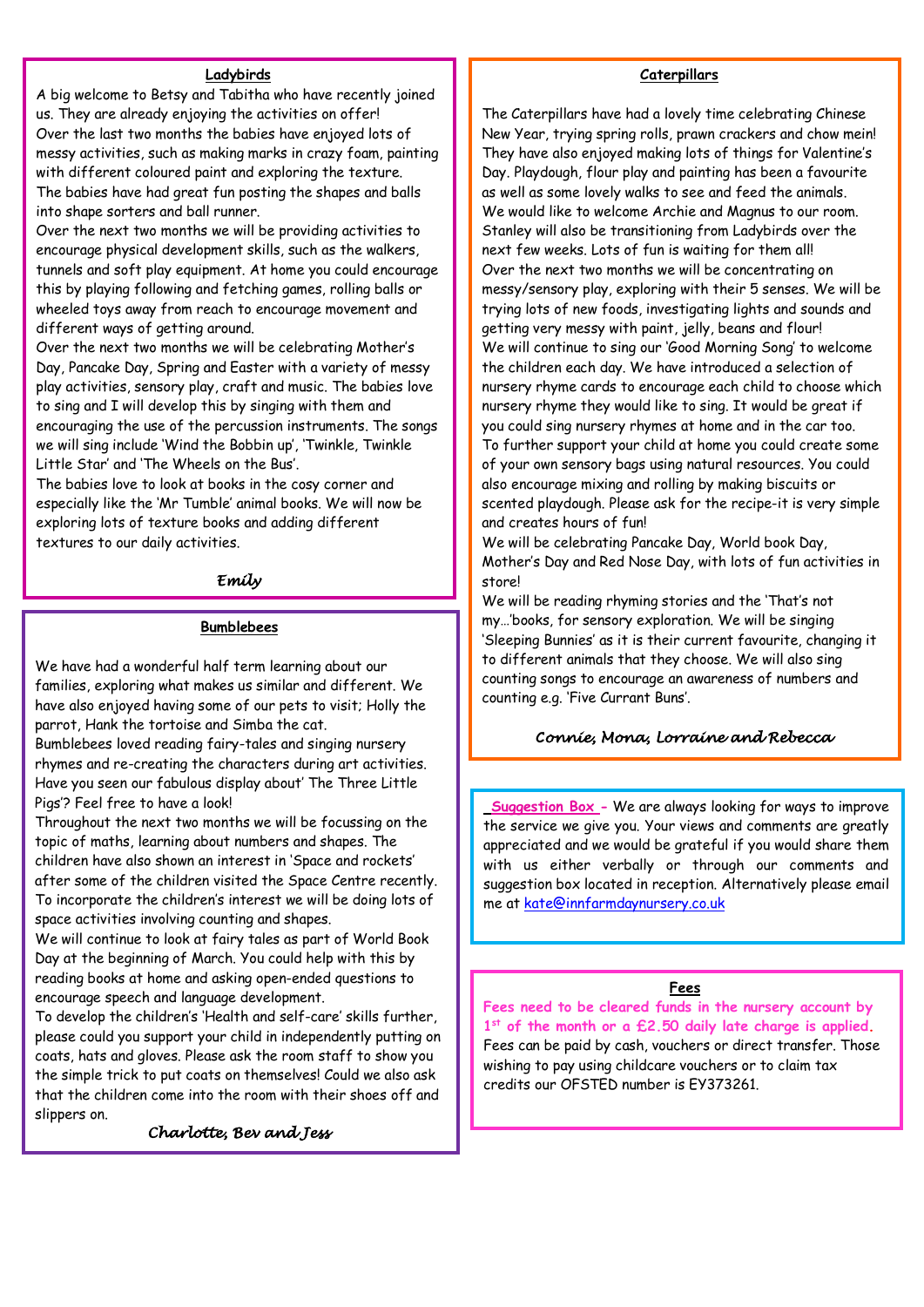## Ladybirds

A big welcome to Betsy and Tabitha who have recently joined us. They are already enjoying the activities on offer!

Over the last two months the babies have enjoyed lots of messy activities, such as making marks in crazy foam, painting with different coloured paint and exploring the texture.

The babies have had great fun posting the shapes and balls into shape sorters and ball runner.

Over the next two months we will be providing activities to encourage physical development skills, such as the walkers, tunnels and soft play equipment. At home you could encourage this by playing following and fetching games, rolling balls or wheeled toys away from reach to encourage movement and different ways of getting around.

Over the next two months we will be celebrating Mother's Day, Pancake Day, Spring and Easter with a variety of messy play activities, sensory play, craft and music. The babies love to sing and I will develop this by singing with them and encouraging the use of the percussion instruments. The songs we will sing include 'Wind the Bobbin up', 'Twinkle, Twinkle Little Star' and 'The Wheels on the Bus'.

The babies love to look at books in the cosy corner and especially like the 'Mr Tumble' animal books. We will now be exploring lots of texture books and adding different textures to our daily activities.

*Emily*

## Bumblebees

We have had a wonderful half term learning about our families, exploring what makes us similar and different. We have also enjoyed having some of our pets to visit; Holly the parrot, Hank the tortoise and Simba the cat.

Bumblebees loved reading fairy-tales and singing nursery rhymes and re-creating the characters during art activities. Have you seen our fabulous display about' The Three Little Pigs'? Feel free to have a look!

Throughout the next two months we will be focussing on the topic of maths, learning about numbers and shapes. The children have also shown an interest in 'Space and rockets' after some of the children visited the Space Centre recently. To incorporate the children's interest we will be doing lots of space activities involving counting and shapes.

We will continue to look at fairy tales as part of World Book Day at the beginning of March. You could help with this by reading books at home and asking open-ended questions to encourage speech and language development.

To develop the children's 'Health and self-care' skills further, please could you support your child in independently putting on coats, hats and gloves. Please ask the room staff to show you the simple trick to put coats on themselves! Could we also ask that the children come into the room with their shoes off and slippers on.

*Charlotte, Bev and Jess*

## Caterpillars

The Caterpillars have had a lovely time celebrating Chinese New Year, trying spring rolls, prawn crackers and chow mein! They have also enjoyed making lots of things for Valentine's Day. Playdough, flour play and painting has been a favourite as well as some lovely walks to see and feed the animals.

We would like to welcome Archie and Magnus to our room. Stanley will also be transitioning from Ladybirds over the next few weeks. Lots of fun is waiting for them all!

Over the next two months we will be concentrating on messy/sensory play, exploring with their 5 senses. We will be trying lots of new foods, investigating lights and sounds and getting very messy with paint, jelly, beans and flour!

We will continue to sing our 'Good Morning Song' to welcome the children each day. We have introduced a selection of nursery rhyme cards to encourage each child to choose which nursery rhyme they would like to sing. It would be great if you could sing nursery rhymes at home and in the car too.

To further support your child at home you could create some of your own sensory bags using natural resources. You could also encourage mixing and rolling by making biscuits or scented playdough. Please ask for the recipe-it is very simple and creates hours of fun!

We will be celebrating Pancake Day, World book Day, Mother's Day and Red Nose Day, with lots of fun activities in store!

We will be reading rhyming stories and the 'That's not my…'books, for sensory exploration. We will be singing 'Sleeping Bunnies' as it is their current favourite, changing it to different animals that they choose. We will also sing counting songs to encourage an awareness of numbers and counting e.g. 'Five Currant Buns'.

*Connie, Mona, Lorraine and Rebecca*

**Suggestion Box** - We are always looking for ways to improve the service we give you. Your views and comments are greatly appreciated and we would be grateful if you would share them with us either verbally or through our comments and suggestion box located in reception. Alternatively please email me at kate@innfarmdaynursery.co.uk

## Fees

**Fees need to be cleared funds in the nursery account by 1st of the month or a £2.50 daily late charge is applied.**

Fees can be paid by cash, vouchers or direct transfer. Those wishing to pay using childcare vouchers or to claim tax credits our OFSTED number is EY373261.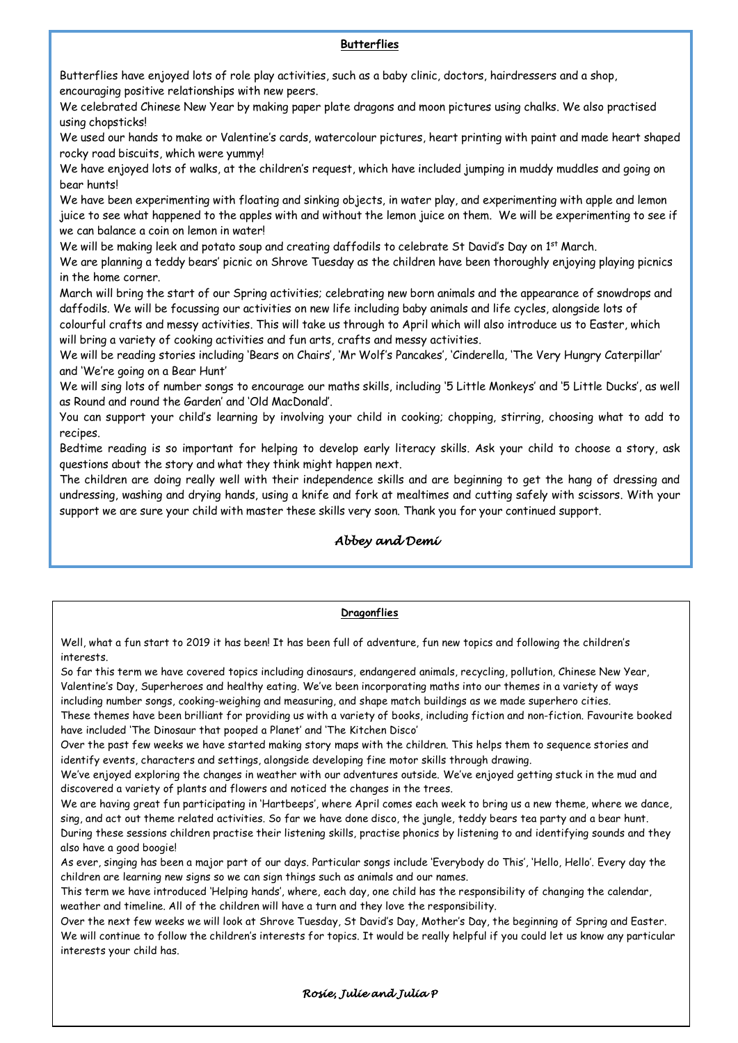## Butterflies

Butterflies have enjoyed lots of role play activities, such as a baby clinic, doctors, hairdressers and a shop, encouraging positive relationships with new peers.

We celebrated Chinese New Year by making paper plate dragons and moon pictures using chalks. We also practised using chopsticks!

We used our hands to make or Valentine's cards, watercolour pictures, heart printing with paint and made heart shaped rocky road biscuits, which were yummy!

We have enjoyed lots of walks, at the children's request, which have included jumping in muddy muddles and going on bear hunts!

We have been experimenting with floating and sinking objects, in water play, and experimenting with apple and lemon juice to see what happened to the apples with and without the lemon juice on them. We will be experimenting to see if we can balance a coin on lemon in water!

We will be making leek and potato soup and creating daffodils to celebrate St David's Day on 1st March.

We are planning a teddy bears' picnic on Shrove Tuesday as the children have been thoroughly enjoying playing picnics in the home corner.

March will bring the start of our Spring activities; celebrating new born animals and the appearance of snowdrops and daffodils. We will be focussing our activities on new life including baby animals and life cycles, alongside lots of colourful crafts and messy activities. This will take us through to April which will also introduce us to Easter, which will bring a variety of cooking activities and fun arts, crafts and messy activities.

We will be reading stories including 'Bears on Chairs', 'Mr Wolf's Pancakes', 'Cinderella, 'The Very Hungry Caterpillar' and 'We're going on a Bear Hunt'

We will sing lots of number songs to encourage our maths skills, including '5 Little Monkeys' and '5 Little Ducks', as well as Round and round the Garden' and 'Old MacDonald'.

You can support your child's learning by involving your child in cooking; chopping, stirring, choosing what to add to recipes.

Bedtime reading is so important for helping to develop early literacy skills. Ask your child to choose a story, ask questions about the story and what they think might happen next.

The children are doing really well with their independence skills and are beginning to get the hang of dressing and undressing, washing and drying hands, using a knife and fork at mealtimes and cutting safely with scissors. With your support we are sure your child with master these skills very soon. Thank you for your continued support.

*Abbey and Demi*

## Dragonflies

Well, what a fun start to 2019 it has been! It has been full of adventure, fun new topics and following the children's interests.

So far this term we have covered topics including dinosaurs, endangered animals, recycling, pollution, Chinese New Year, Valentine's Day, Superheroes and healthy eating. We've been incorporating maths into our themes in a variety of ways including number songs, cooking-weighing and measuring, and shape match buildings as we made superhero cities.

These themes have been brilliant for providing us with a variety of books, including fiction and non-fiction. Favourite booked have included 'The Dinosaur that pooped a Planet' and 'The Kitchen Disco'

Over the past few weeks we have started making story maps with the children. This helps them to sequence stories and identify events, characters and settings, alongside developing fine motor skills through drawing.

We've enjoyed exploring the changes in weather with our adventures outside. We've enjoyed getting stuck in the mud and discovered a variety of plants and flowers and noticed the changes in the trees.

We are having great fun participating in 'Hartbeeps', where April comes each week to bring us a new theme, where we dance, sing, and act out theme related activities. So far we have done disco, the jungle, teddy bears tea party and a bear hunt. During these sessions children practise their listening skills, practise phonics by listening to and identifying sounds and they also have a good boogie!

As ever, singing has been a major part of our days. Particular songs include 'Everybody do This', 'Hello, Hello'. Every day the children are learning new signs so we can sign things such as animals and our names.

This term we have introduced 'Helping hands', where, each day, one child has the responsibility of changing the calendar, weather and timeline. All of the children will have a turn and they love the responsibility.

Over the next few weeks we will look at Shrove Tuesday, St David's Day, Mother's Day, the beginning of Spring and Easter. We will continue to follow the children's interests for topics. It would be really helpful if you could let us know any particular interests your child has.

*Rosie, Julie and Julia P*